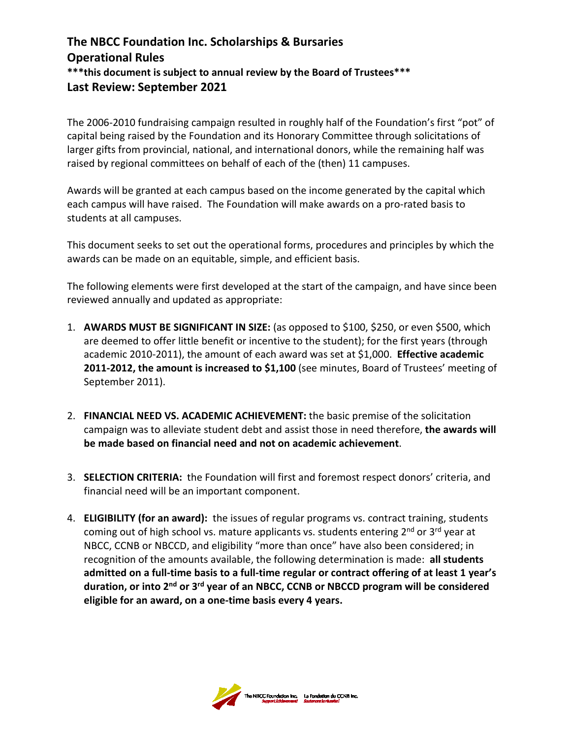# The NBCC Foundation Inc. Scholarships & Bursaries
## Operational Rules
**\*\*\*this document is subject to annual review by the Board of Trustees\*\*\***
**Last Review: September 2021**

The 2006-2010 fundraising campaign resulted in roughly half of the Foundation's first "pot" of capital being raised by the Foundation and its Honorary Committee through solicitations of larger gifts from provincial, national, and international donors, while the remaining half was raised by regional committees on behalf of each of the (then) 11 campuses.

Awards will be granted at each campus based on the income generated by the capital which each campus will have raised. The Foundation will make awards on a pro-rated basis to students at all campuses.

This document seeks to set out the operational forms, procedures and principles by which the awards can be made on an equitable, simple, and efficient basis.

The following elements were first developed at the start of the campaign, and have since been reviewed annually and updated as appropriate:

1. **AWARDS MUST BE SIGNIFICANT IN SIZE:** (as opposed to $100, $250, or even $500, which are deemed to offer little benefit or incentive to the student); for the first years (through academic 2010-2011), the amount of each award was set at $1,000. **Effective academic 2011-2012, the amount is increased to $1,100** (see minutes, Board of Trustees' meeting of September 2011).

2. **FINANCIAL NEED VS. ACADEMIC ACHIEVEMENT:** the basic premise of the solicitation campaign was to alleviate student debt and assist those in need therefore, **the awards will be made based on financial need and not on academic achievement**.

3. **SELECTION CRITERIA:** the Foundation will first and foremost respect donors' criteria, and financial need will be an important component.

4. **ELIGIBILITY (for an award):** the issues of regular programs vs. contract training, students coming out of high school vs. mature applicants vs. students entering 2nd or 3rd year at NBCC, CCNB or NBCCD, and eligibility "more than once" have also been considered; in recognition of the amounts available, the following determination is made: **all students admitted on a full-time basis to a full-time regular or contract offering of at least 1 year's duration, or into 2nd or 3rd year of an NBCC, CCNB or NBCCD program will be considered eligible for an award, on a one-time basis every 4 years.**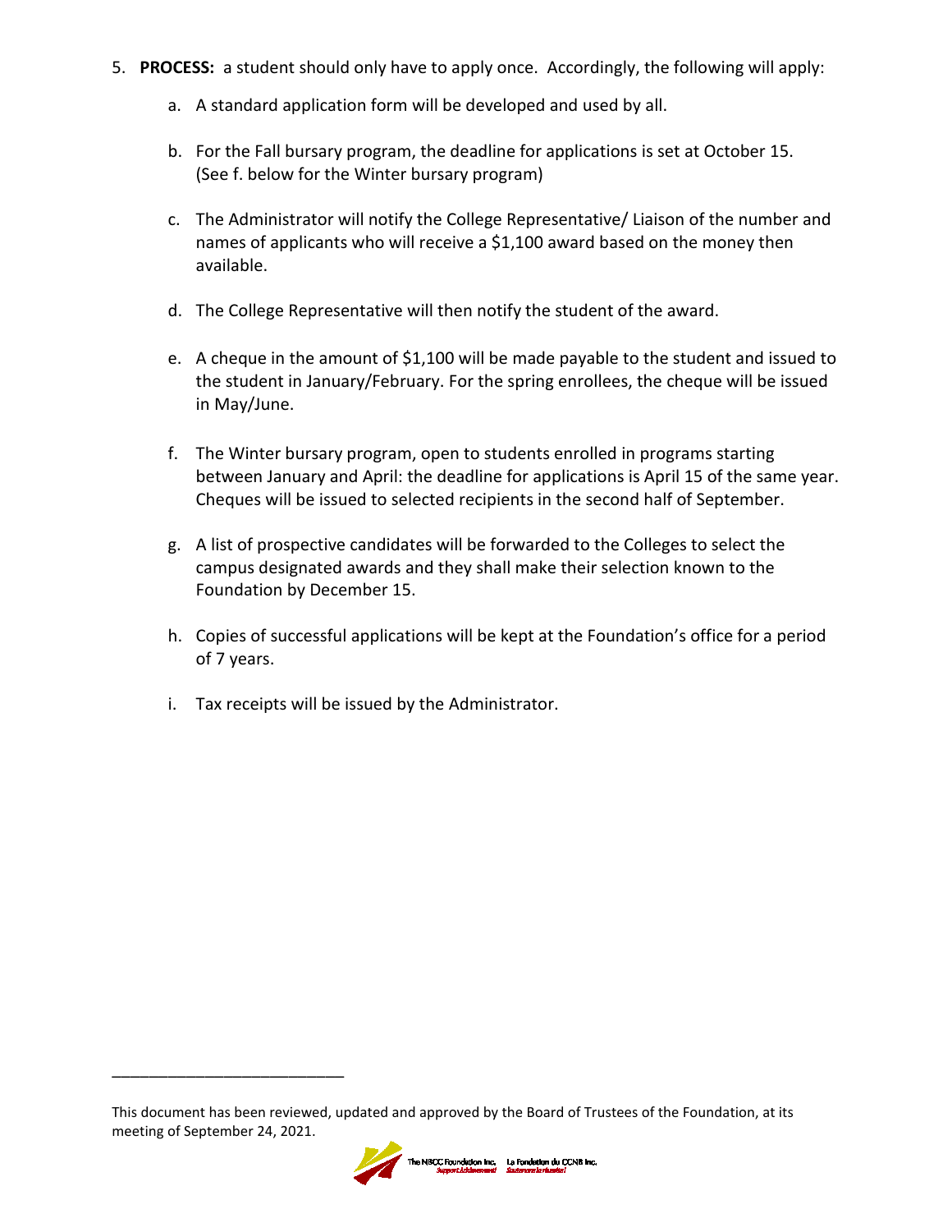5. **PROCESS:** a student should only have to apply once. Accordingly, the following will apply:

    a. A standard application form will be developed and used by all.

    b. For the Fall bursary program, the deadline for applications is set at October 15. (See f. below for the Winter bursary program)

    c. The Administrator will notify the College Representative/ Liaison of the number and names of applicants who will receive a $1,100 award based on the money then available.

    d. The College Representative will then notify the student of the award.

    e. A cheque in the amount of $1,100 will be made payable to the student and issued to the student in January/February. For the spring enrollees, the cheque will be issued in May/June.

    f. The Winter bursary program, open to students enrolled in programs starting between January and April: the deadline for applications is April 15 of the same year. Cheques will be issued to selected recipients in the second half of September.

    g. A list of prospective candidates will be forwarded to the Colleges to select the campus designated awards and they shall make their selection known to the Foundation by December 15.

    h. Copies of successful applications will be kept at the Foundation's office for a period of 7 years.

    i. Tax receipts will be issued by the Administrator.

---

This document has been reviewed, updated and approved by the Board of Trustees of the Foundation, at its meeting of September 24, 2021.